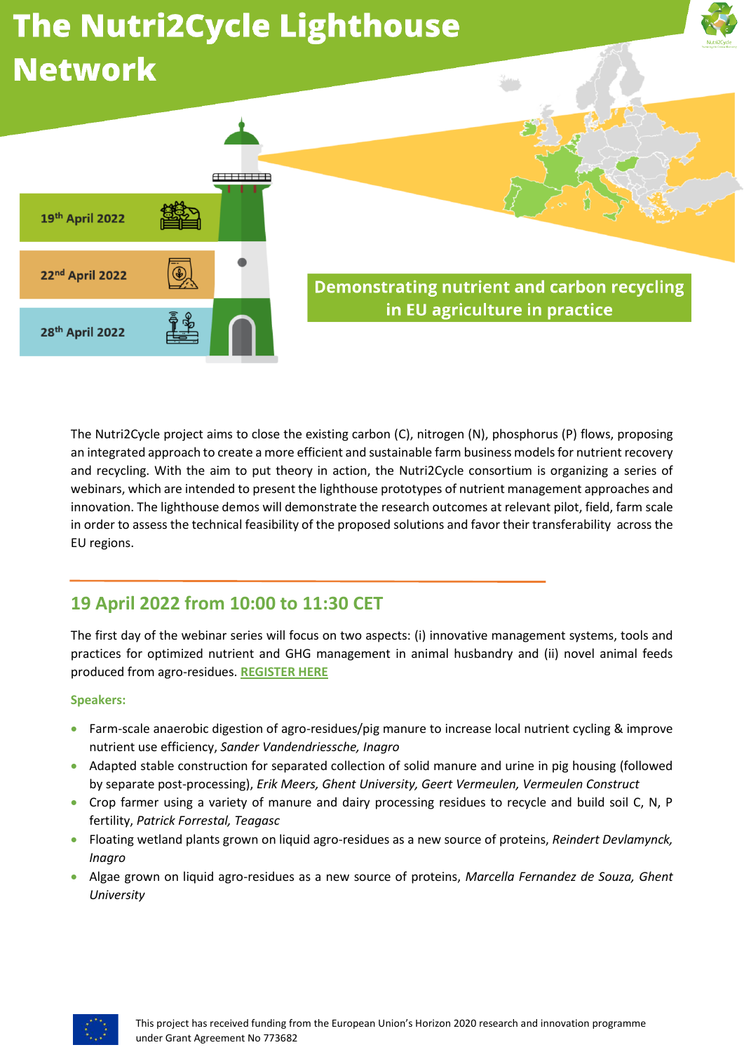# The Nutri2Cycle Lighthouse Network

19th April 2022

22nd April 2022

28th April 2022

**Demonstrating nutrient and carbon recycling in EU agriculture in practice**

The Nutri2Cycle project aims to close the existing carbon (C), nitrogen (N), phosphorus (P) flows, proposing an integrated approach to create a more efficient and sustainable farm business models for nutrient recovery and recycling. With the aim to put theory in action, the Nutri2Cycle consortium is organizing a series of webinars, which are intended to present the lighthouse prototypes of nutrient management approaches and innovation. The lighthouse demos will demonstrate the research outcomes at relevant pilot, field, farm scale in order to assess the technical feasibility of the proposed solutions and favor their transferability across the EU regions.

## 19 April 2022 from 10:00 to 11:30 CET

The first day of the webinar series will focus on two aspects: (i) innovative management systems, tools and practices for optimized nutrient and GHG management in animal husbandry and (ii) novel animal feeds produced from agro-residues. REGISTER HERE

**Speakers:**

- Farm-scale anaerobic digestion of agro-residues/pig manure to increase local nutrient cycling & improve nutrient use efficiency, *Sander Vandendriessche, Inagro*
- Adapted stable construction for separated collection of solid manure and urine in pig housing (followed by separate post-processing), *Erik Meers, Ghent University, Geert Vermeulen, Vermeulen Construct*
- Crop farmer using a variety of manure and dairy processing residues to recycle and build soil C, N, P fertility, *Patrick Forrestal, Teagasc*
- Floating wetland plants grown on liquid agro-residues as a new source of proteins, *Reindert Devlamynck, Inagro*
- Algae grown on liquid agro-residues as a new source of proteins, *Marcella Fernandez de Souza, Ghent University*

This project has received funding from the European Union's Horizon 2020 research and innovation programme under Grant Agreement No 773682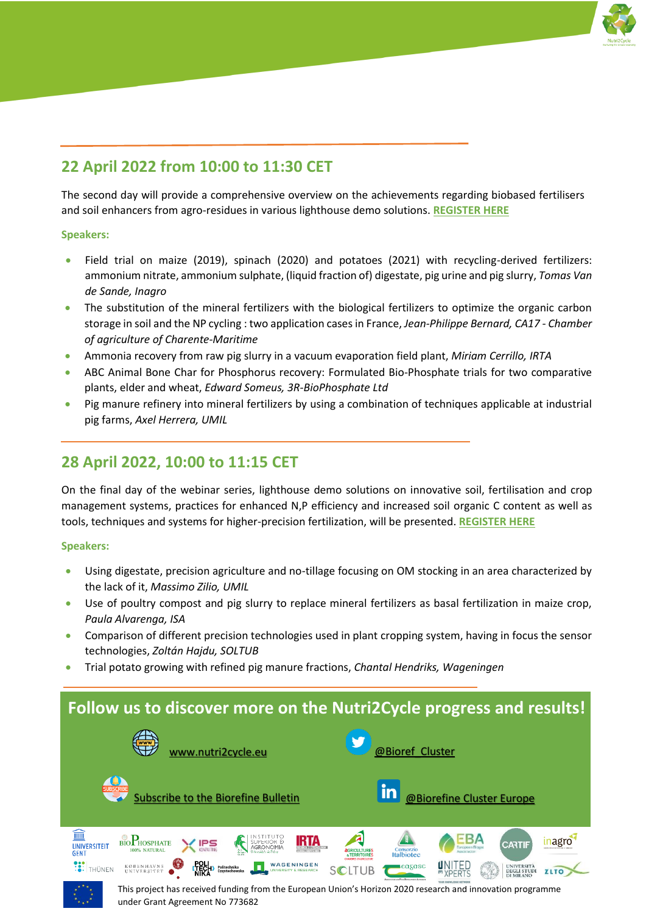## 22 April 2022 from 10:00 to 11:30 CET

The second day will provide a comprehensive overview on the achievements regarding biobased fertilisers and soil enhancers from agro-residues in various lighthouse demo solutions. **REGISTER HERE**

**Speakers:**

- Field trial on maize (2019), spinach (2020) and potatoes (2021) with recycling-derived fertilizers: ammonium nitrate, ammonium sulphate, (liquid fraction of) digestate, pig urine and pig slurry, *Tomas Van de Sande, Inagro*
- The substitution of the mineral fertilizers with the biological fertilizers to optimize the organic carbon storage in soil and the NP cycling : two application cases in France, *Jean-Philippe Bernard, CA17 - Chamber of agriculture of Charente-Maritime*
- Ammonia recovery from raw pig slurry in a vacuum evaporation field plant, *Miriam Cerrillo, IRTA*
- ABC Animal Bone Char for Phosphorus recovery: Formulated Bio-Phosphate trials for two comparative plants, elder and wheat, *Edward Someus, 3R-BioPhosphate Ltd*
- Pig manure refinery into mineral fertilizers by using a combination of techniques applicable at industrial pig farms, *Axel Herrera, UMIL*

## 28 April 2022, 10:00 to 11:15 CET

On the final day of the webinar series, lighthouse demo solutions on innovative soil, fertilisation and crop management systems, practices for enhanced N,P efficiency and increased soil organic C content as well as tools, techniques and systems for higher-precision fertilization, will be presented. **REGISTER HERE**

**Speakers:**

- Using digestate, precision agriculture and no-tillage focusing on OM stocking in an area characterized by the lack of it, *Massimo Zilio, UMIL*
- Use of poultry compost and pig slurry to replace mineral fertilizers as basal fertilization in maize crop, *Paula Alvarenga, ISA*
- Comparison of different precision technologies used in plant cropping system, having in focus the sensor technologies, *Zoltán Hajdu, SOLTUB*
- Trial potato growing with refined pig manure fractions, *Chantal Hendriks, Wageningen*

## Follow us to discover more on the Nutri2Cycle progress and results!

www.nutri2cycle.eu

@Bioref_Cluster

Subscribe to the Biorefine Bulletin

@Biorefine Cluster Europe

This project has received funding from the European Union's Horizon 2020 research and innovation programme under Grant Agreement No 773682